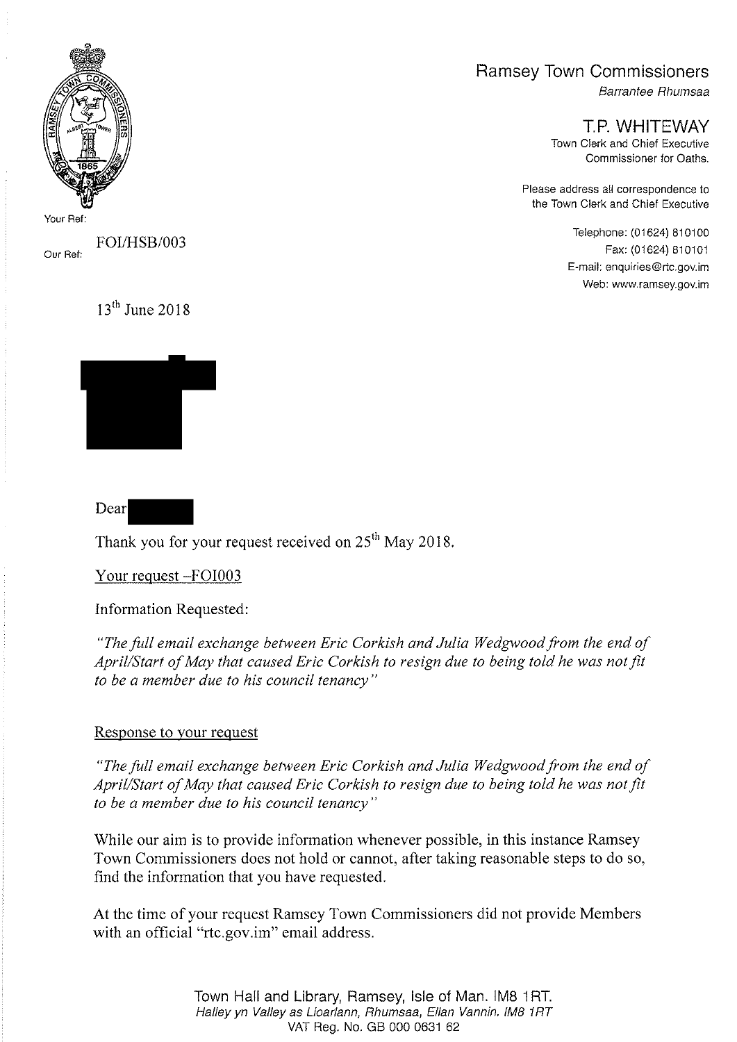Ramsey Town Commissioners
*Barrantee Rhumsaa*

**T.P. WHITEWAY**
Town Clerk and Chief Executive
Commissioner for Oaths.

Please address all correspondence to the Town Clerk and Chief Executive

Telephone: (01624) 810100
Fax: (01624) 810101
E-mail: enquiries@rtc.gov.im
Web: www.ramsey.gov.im

Your Ref:

Our Ref: FOI/HSB/003

13th June 2018

Dear

Thank you for your request received on 25th May 2018.

<u>Your request –FOI003</u>

Information Requested:

*"The full email exchange between Eric Corkish and Julia Wedgwood from the end of April/Start of May that caused Eric Corkish to resign due to being told he was not fit to be a member due to his council tenancy"*

<u>Response to your request</u>

*"The full email exchange between Eric Corkish and Julia Wedgwood from the end of April/Start of May that caused Eric Corkish to resign due to being told he was not fit to be a member due to his council tenancy"*

While our aim is to provide information whenever possible, in this instance Ramsey Town Commissioners does not hold or cannot, after taking reasonable steps to do so, find the information that you have requested.

At the time of your request Ramsey Town Commissioners did not provide Members with an official "rtc.gov.im" email address.

Town Hall and Library, Ramsey, Isle of Man. IM8 1RT.
*Halley yn Valley as Lioarlann, Rhumsaa, Ellan Vannin. IM8 1RT*
VAT Reg. No. GB 000 0631 62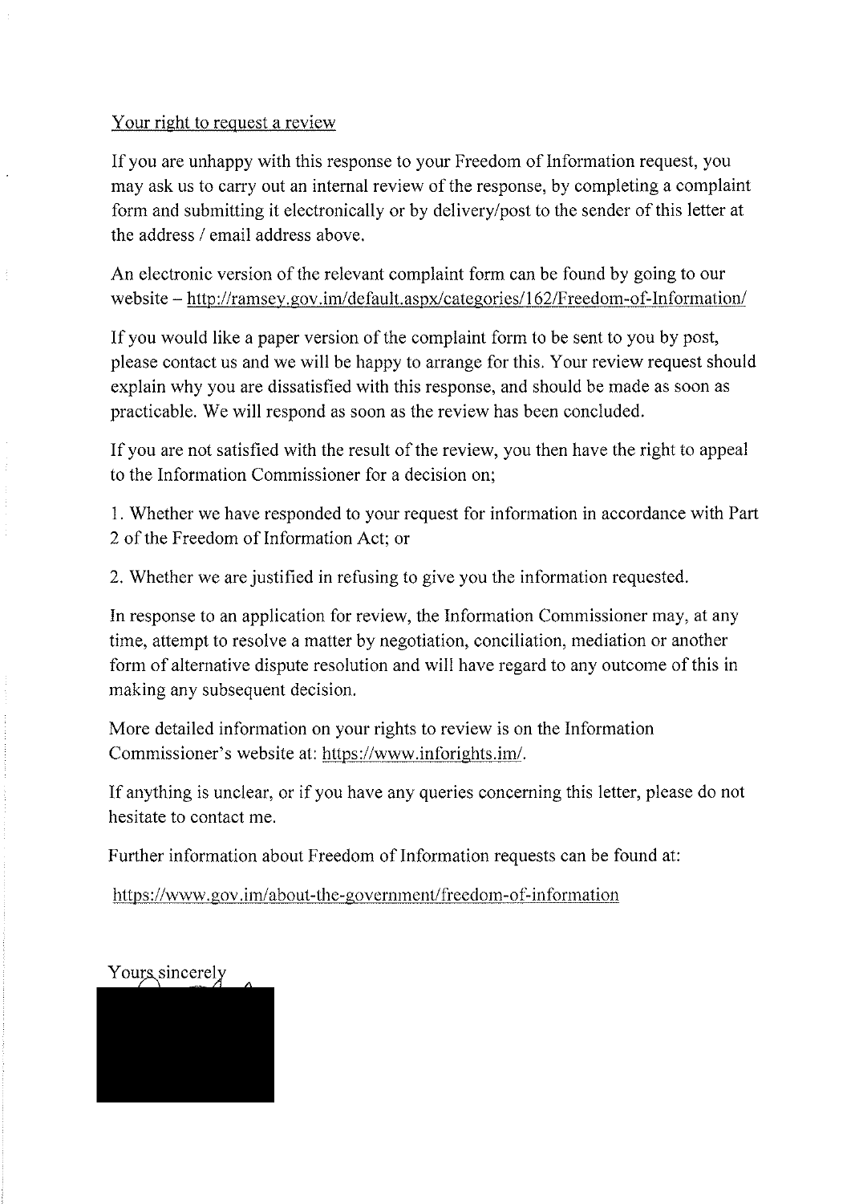Your right to request a review

If you are unhappy with this response to your Freedom of Information request, you may ask us to carry out an internal review of the response, by completing a complaint form and submitting it electronically or by delivery/post to the sender of this letter at the address / email address above.

An electronic version of the relevant complaint form can be found by going to our website – http://ramsey.gov.im/default.aspx/categories/162/Freedom-of-Information/

If you would like a paper version of the complaint form to be sent to you by post, please contact us and we will be happy to arrange for this. Your review request should explain why you are dissatisfied with this response, and should be made as soon as practicable. We will respond as soon as the review has been concluded.

If you are not satisfied with the result of the review, you then have the right to appeal to the Information Commissioner for a decision on;

1. Whether we have responded to your request for information in accordance with Part 2 of the Freedom of Information Act; or

2. Whether we are justified in refusing to give you the information requested.

In response to an application for review, the Information Commissioner may, at any time, attempt to resolve a matter by negotiation, conciliation, mediation or another form of alternative dispute resolution and will have regard to any outcome of this in making any subsequent decision.

More detailed information on your rights to review is on the Information Commissioner's website at: https://www.inforights.im/.

If anything is unclear, or if you have any queries concerning this letter, please do not hesitate to contact me.

Further information about Freedom of Information requests can be found at:

https://www.gov.im/about-the-government/freedom-of-information

Yours sincerely